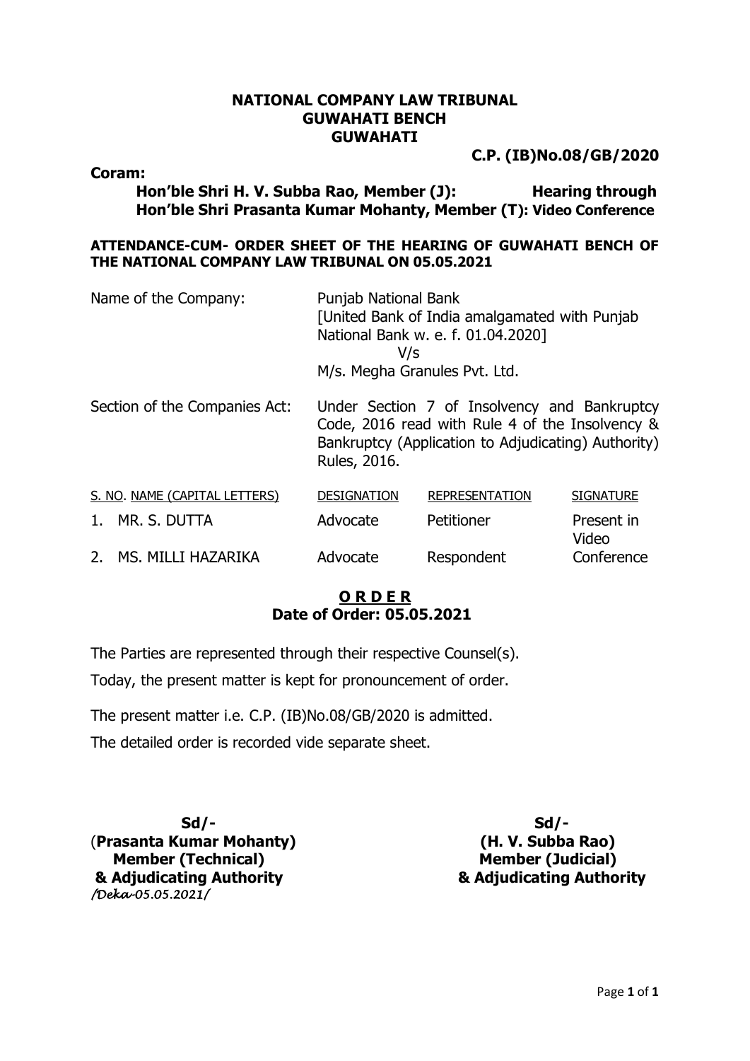**NATIONAL COMPANY LAW TRIBUNAL**
**GUWAHATI BENCH**
**GUWAHATI**

**C.P. (IB)No.08/GB/2020**

**Coram:**

**Hon'ble Shri H. V. Subba Rao, Member (J):** **Hearing through**
**Hon'ble Shri Prasanta Kumar Mohanty, Member (T): Video Conference**

**ATTENDANCE-CUM- ORDER SHEET OF THE HEARING OF GUWAHATI BENCH OF THE NATIONAL COMPANY LAW TRIBUNAL ON 05.05.2021**

Name of the Company: Punjab National Bank
[United Bank of India amalgamated with Punjab National Bank w. e. f. 01.04.2020]
V/s
M/s. Megha Granules Pvt. Ltd.

Section of the Companies Act: Under Section 7 of Insolvency and Bankruptcy Code, 2016 read with Rule 4 of the Insolvency & Bankruptcy (Application to Adjudicating) Authority) Rules, 2016.

| S. NO. | NAME (CAPITAL LETTERS) | DESIGNATION | REPRESENTATION | SIGNATURE |
|---|---|---|---|---|
| 1. | MR. S. DUTTA | Advocate | Petitioner | Present in Video |
| 2. | MS. MILLI HAZARIKA | Advocate | Respondent | Conference |

**O R D E R**
**Date of Order: 05.05.2021**

The Parties are represented through their respective Counsel(s).

Today, the present matter is kept for pronouncement of order.

The present matter i.e. C.P. (IB)No.08/GB/2020 is admitted.

The detailed order is recorded vide separate sheet.

**Sd/-**
(**Prasanta Kumar Mohanty)**
**Member (Technical)**
**& Adjudicating Authority**
*/Deka-05.05.2021/*

**Sd/-**
**(H. V. Subba Rao)**
**Member (Judicial)**
**& Adjudicating Authority**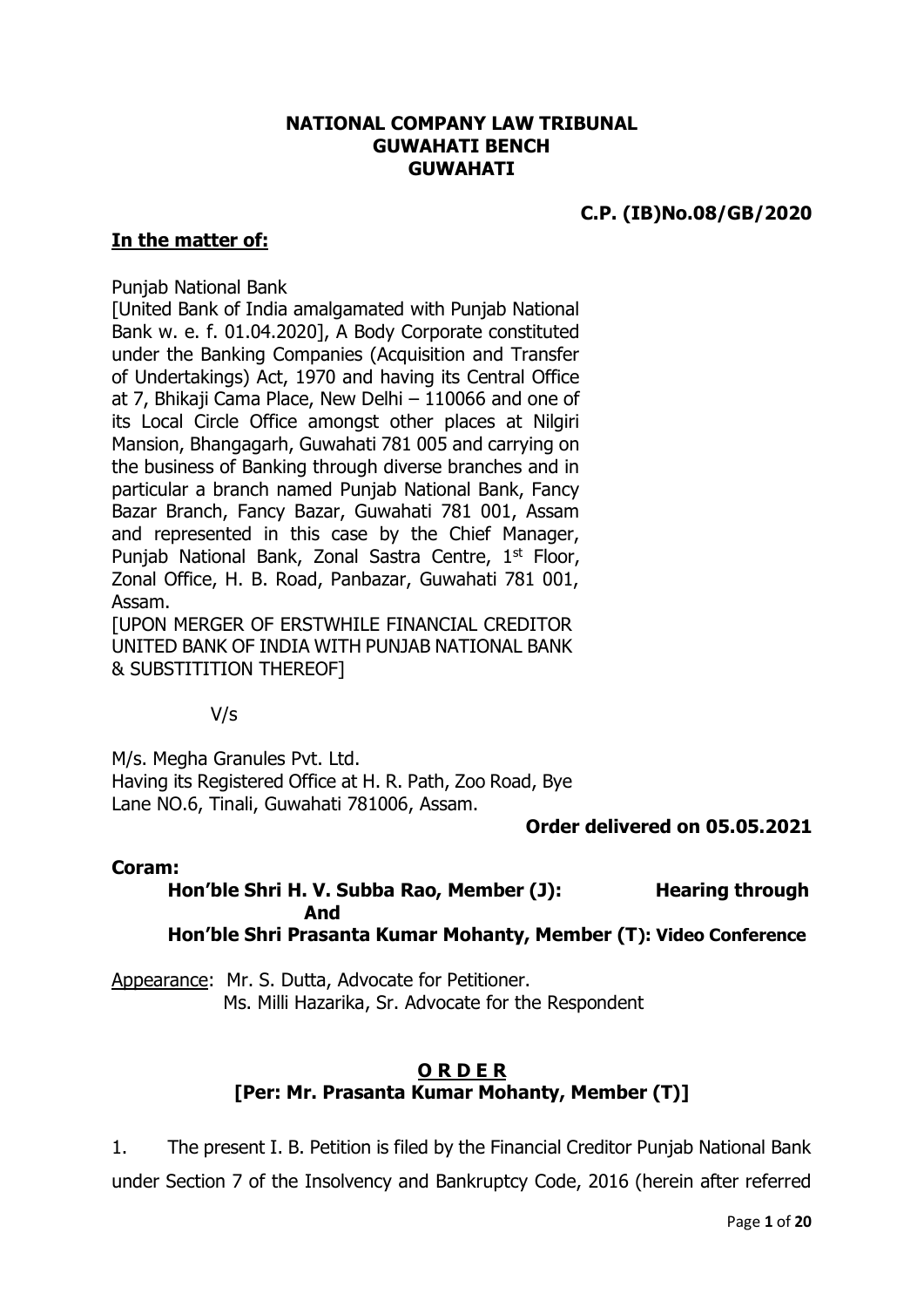**NATIONAL COMPANY LAW TRIBUNAL**
**GUWAHATI BENCH**
**GUWAHATI**

**C.P. (IB)No.08/GB/2020**

**In the matter of:**

Punjab National Bank
[United Bank of India amalgamated with Punjab National Bank w. e. f. 01.04.2020], A Body Corporate constituted under the Banking Companies (Acquisition and Transfer of Undertakings) Act, 1970 and having its Central Office at 7, Bhikaji Cama Place, New Delhi – 110066 and one of its Local Circle Office amongst other places at Nilgiri Mansion, Bhangagarh, Guwahati 781 005 and carrying on the business of Banking through diverse branches and in particular a branch named Punjab National Bank, Fancy Bazar Branch, Fancy Bazar, Guwahati 781 001, Assam and represented in this case by the Chief Manager, Punjab National Bank, Zonal Sastra Centre, 1st Floor, Zonal Office, H. B. Road, Panbazar, Guwahati 781 001, Assam.
[UPON MERGER OF ERSTWHILE FINANCIAL CREDITOR UNITED BANK OF INDIA WITH PUNJAB NATIONAL BANK & SUBSTITITION THEREOF]

V/s

M/s. Megha Granules Pvt. Ltd.
Having its Registered Office at H. R. Path, Zoo Road, Bye Lane NO.6, Tinali, Guwahati 781006, Assam.

**Order delivered on 05.05.2021**

**Coram:**

**Hon'ble Shri H. V. Subba Rao, Member (J):**
**And**
**Hon'ble Shri Prasanta Kumar Mohanty, Member (T):**

**Hearing through Video Conference**

Appearance: Mr. S. Dutta, Advocate for Petitioner.
Ms. Milli Hazarika, Sr. Advocate for the Respondent

**O R D E R**
**[Per: Mr. Prasanta Kumar Mohanty, Member (T)]**

1. The present I. B. Petition is filed by the Financial Creditor Punjab National Bank under Section 7 of the Insolvency and Bankruptcy Code, 2016 (herein after referred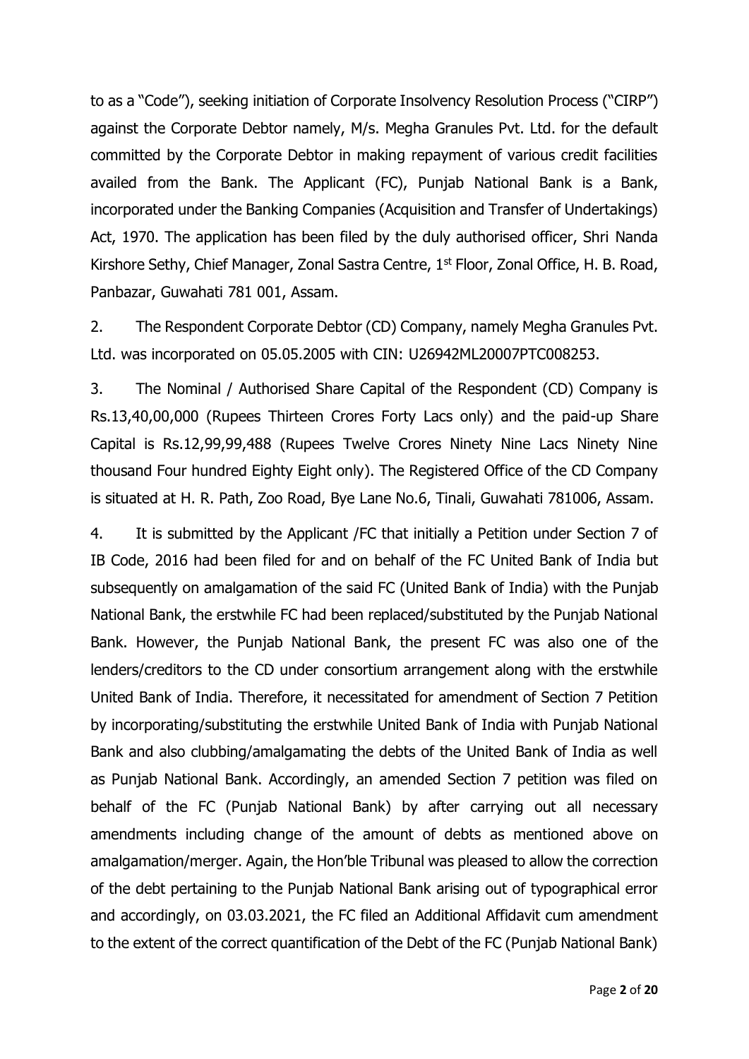to as a "Code"), seeking initiation of Corporate Insolvency Resolution Process ("CIRP") against the Corporate Debtor namely, M/s. Megha Granules Pvt. Ltd. for the default committed by the Corporate Debtor in making repayment of various credit facilities availed from the Bank. The Applicant (FC), Punjab National Bank is a Bank, incorporated under the Banking Companies (Acquisition and Transfer of Undertakings) Act, 1970. The application has been filed by the duly authorised officer, Shri Nanda Kirshore Sethy, Chief Manager, Zonal Sastra Centre, 1st Floor, Zonal Office, H. B. Road, Panbazar, Guwahati 781 001, Assam.

2. The Respondent Corporate Debtor (CD) Company, namely Megha Granules Pvt. Ltd. was incorporated on 05.05.2005 with CIN: U26942ML20007PTC008253.

3. The Nominal / Authorised Share Capital of the Respondent (CD) Company is Rs.13,40,00,000 (Rupees Thirteen Crores Forty Lacs only) and the paid-up Share Capital is Rs.12,99,99,488 (Rupees Twelve Crores Ninety Nine Lacs Ninety Nine thousand Four hundred Eighty Eight only). The Registered Office of the CD Company is situated at H. R. Path, Zoo Road, Bye Lane No.6, Tinali, Guwahati 781006, Assam.

4. It is submitted by the Applicant /FC that initially a Petition under Section 7 of IB Code, 2016 had been filed for and on behalf of the FC United Bank of India but subsequently on amalgamation of the said FC (United Bank of India) with the Punjab National Bank, the erstwhile FC had been replaced/substituted by the Punjab National Bank. However, the Punjab National Bank, the present FC was also one of the lenders/creditors to the CD under consortium arrangement along with the erstwhile United Bank of India. Therefore, it necessitated for amendment of Section 7 Petition by incorporating/substituting the erstwhile United Bank of India with Punjab National Bank and also clubbing/amalgamating the debts of the United Bank of India as well as Punjab National Bank. Accordingly, an amended Section 7 petition was filed on behalf of the FC (Punjab National Bank) by after carrying out all necessary amendments including change of the amount of debts as mentioned above on amalgamation/merger. Again, the Hon'ble Tribunal was pleased to allow the correction of the debt pertaining to the Punjab National Bank arising out of typographical error and accordingly, on 03.03.2021, the FC filed an Additional Affidavit cum amendment to the extent of the correct quantification of the Debt of the FC (Punjab National Bank)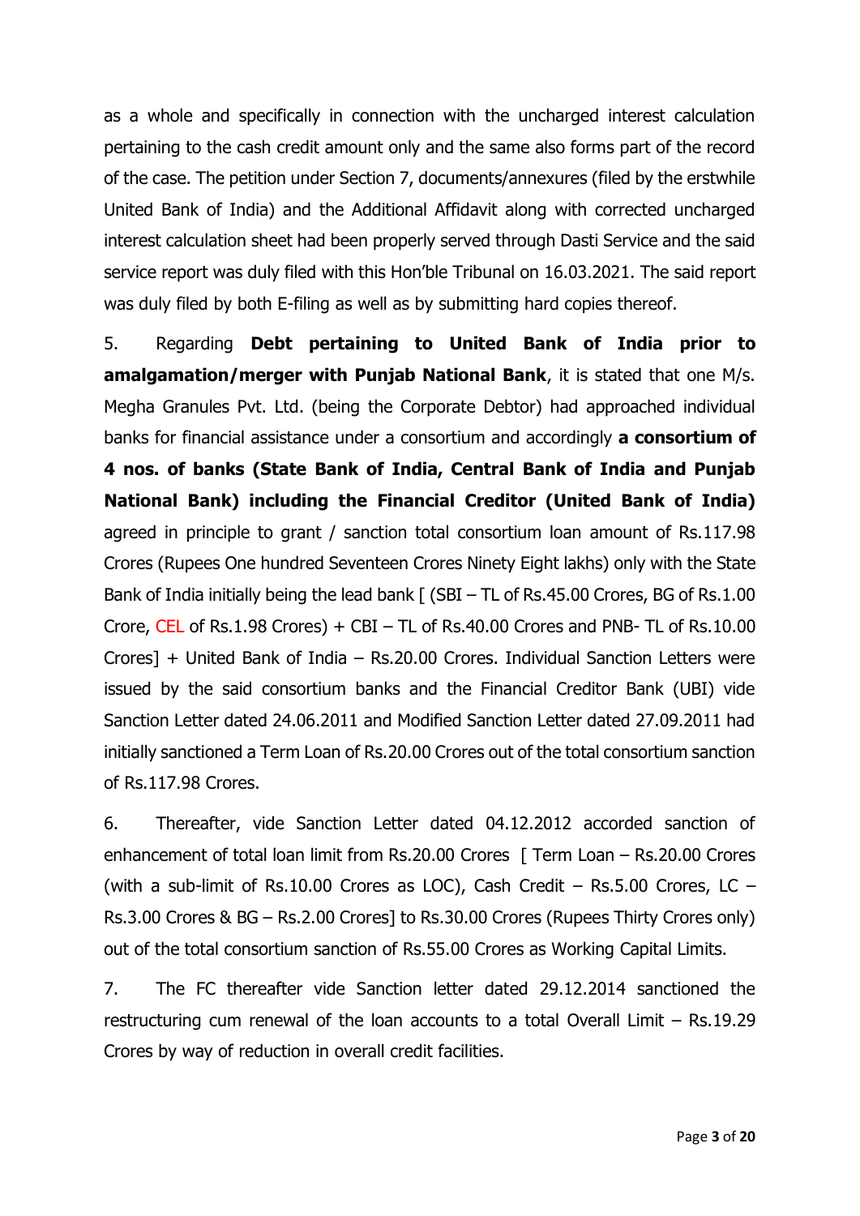as a whole and specifically in connection with the uncharged interest calculation pertaining to the cash credit amount only and the same also forms part of the record of the case. The petition under Section 7, documents/annexures (filed by the erstwhile United Bank of India) and the Additional Affidavit along with corrected uncharged interest calculation sheet had been properly served through Dasti Service and the said service report was duly filed with this Hon'ble Tribunal on 16.03.2021. The said report was duly filed by both E-filing as well as by submitting hard copies thereof.

5. Regarding **Debt pertaining to United Bank of India prior to amalgamation/merger with Punjab National Bank**, it is stated that one M/s. Megha Granules Pvt. Ltd. (being the Corporate Debtor) had approached individual banks for financial assistance under a consortium and accordingly **a consortium of 4 nos. of banks (State Bank of India, Central Bank of India and Punjab National Bank) including the Financial Creditor (United Bank of India)** agreed in principle to grant / sanction total consortium loan amount of Rs.117.98 Crores (Rupees One hundred Seventeen Crores Ninety Eight lakhs) only with the State Bank of India initially being the lead bank [ (SBI – TL of Rs.45.00 Crores, BG of Rs.1.00 Crore, CEL of Rs.1.98 Crores) + CBI – TL of Rs.40.00 Crores and PNB- TL of Rs.10.00 Crores] + United Bank of India – Rs.20.00 Crores. Individual Sanction Letters were issued by the said consortium banks and the Financial Creditor Bank (UBI) vide Sanction Letter dated 24.06.2011 and Modified Sanction Letter dated 27.09.2011 had initially sanctioned a Term Loan of Rs.20.00 Crores out of the total consortium sanction of Rs.117.98 Crores.

6. Thereafter, vide Sanction Letter dated 04.12.2012 accorded sanction of enhancement of total loan limit from Rs.20.00 Crores [ Term Loan – Rs.20.00 Crores (with a sub-limit of Rs.10.00 Crores as LOC), Cash Credit – Rs.5.00 Crores, LC – Rs.3.00 Crores & BG – Rs.2.00 Crores] to Rs.30.00 Crores (Rupees Thirty Crores only) out of the total consortium sanction of Rs.55.00 Crores as Working Capital Limits.

7. The FC thereafter vide Sanction letter dated 29.12.2014 sanctioned the restructuring cum renewal of the loan accounts to a total Overall Limit – Rs.19.29 Crores by way of reduction in overall credit facilities.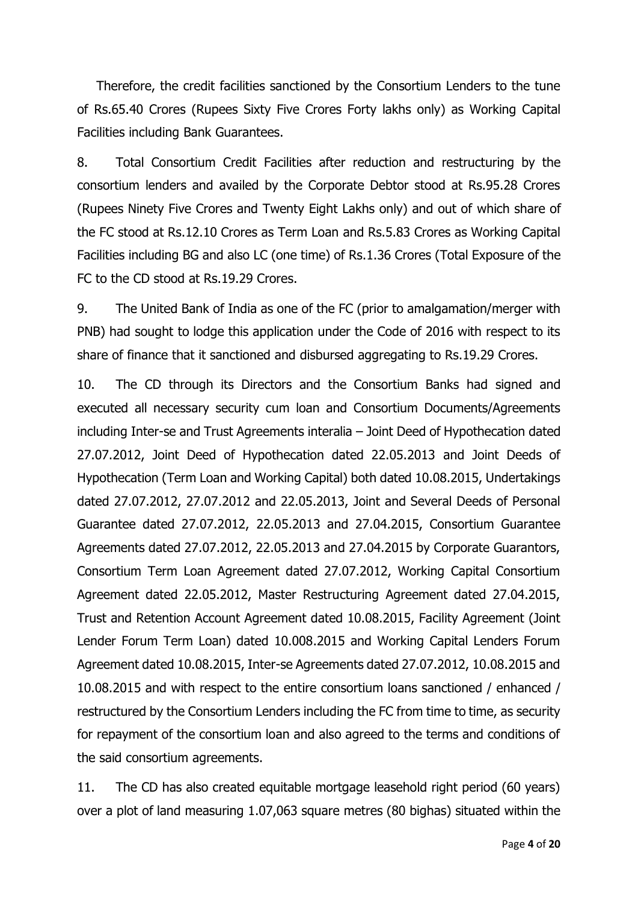Therefore, the credit facilities sanctioned by the Consortium Lenders to the tune of Rs.65.40 Crores (Rupees Sixty Five Crores Forty lakhs only) as Working Capital Facilities including Bank Guarantees.

8. Total Consortium Credit Facilities after reduction and restructuring by the consortium lenders and availed by the Corporate Debtor stood at Rs.95.28 Crores (Rupees Ninety Five Crores and Twenty Eight Lakhs only) and out of which share of the FC stood at Rs.12.10 Crores as Term Loan and Rs.5.83 Crores as Working Capital Facilities including BG and also LC (one time) of Rs.1.36 Crores (Total Exposure of the FC to the CD stood at Rs.19.29 Crores.

9. The United Bank of India as one of the FC (prior to amalgamation/merger with PNB) had sought to lodge this application under the Code of 2016 with respect to its share of finance that it sanctioned and disbursed aggregating to Rs.19.29 Crores.

10. The CD through its Directors and the Consortium Banks had signed and executed all necessary security cum loan and Consortium Documents/Agreements including Inter-se and Trust Agreements interalia – Joint Deed of Hypothecation dated 27.07.2012, Joint Deed of Hypothecation dated 22.05.2013 and Joint Deeds of Hypothecation (Term Loan and Working Capital) both dated 10.08.2015, Undertakings dated 27.07.2012, 27.07.2012 and 22.05.2013, Joint and Several Deeds of Personal Guarantee dated 27.07.2012, 22.05.2013 and 27.04.2015, Consortium Guarantee Agreements dated 27.07.2012, 22.05.2013 and 27.04.2015 by Corporate Guarantors, Consortium Term Loan Agreement dated 27.07.2012, Working Capital Consortium Agreement dated 22.05.2012, Master Restructuring Agreement dated 27.04.2015, Trust and Retention Account Agreement dated 10.08.2015, Facility Agreement (Joint Lender Forum Term Loan) dated 10.008.2015 and Working Capital Lenders Forum Agreement dated 10.08.2015, Inter-se Agreements dated 27.07.2012, 10.08.2015 and 10.08.2015 and with respect to the entire consortium loans sanctioned / enhanced / restructured by the Consortium Lenders including the FC from time to time, as security for repayment of the consortium loan and also agreed to the terms and conditions of the said consortium agreements.

11. The CD has also created equitable mortgage leasehold right period (60 years) over a plot of land measuring 1.07,063 square metres (80 bighas) situated within the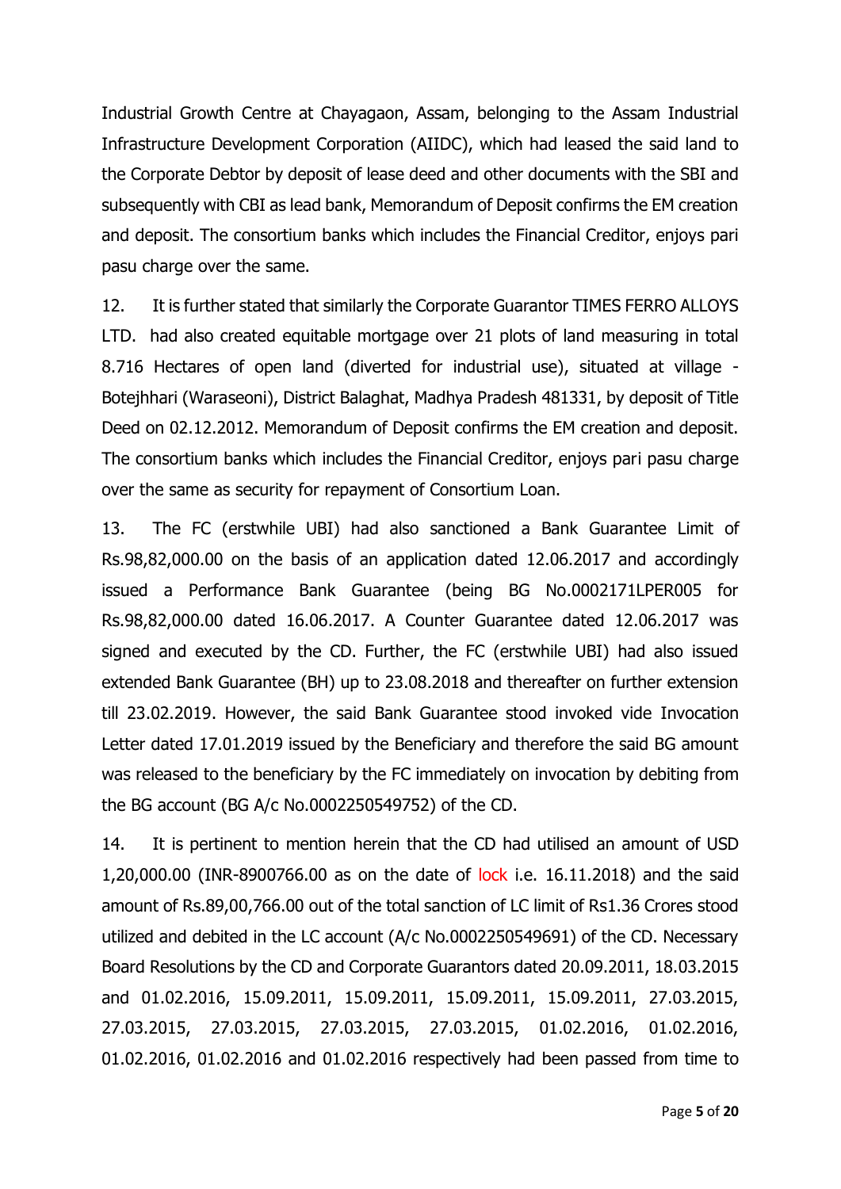Industrial Growth Centre at Chayagaon, Assam, belonging to the Assam Industrial Infrastructure Development Corporation (AIIDC), which had leased the said land to the Corporate Debtor by deposit of lease deed and other documents with the SBI and subsequently with CBI as lead bank, Memorandum of Deposit confirms the EM creation and deposit. The consortium banks which includes the Financial Creditor, enjoys pari pasu charge over the same.

12. It is further stated that similarly the Corporate Guarantor TIMES FERRO ALLOYS LTD. had also created equitable mortgage over 21 plots of land measuring in total 8.716 Hectares of open land (diverted for industrial use), situated at village - Botejhhari (Waraseoni), District Balaghat, Madhya Pradesh 481331, by deposit of Title Deed on 02.12.2012. Memorandum of Deposit confirms the EM creation and deposit. The consortium banks which includes the Financial Creditor, enjoys pari pasu charge over the same as security for repayment of Consortium Loan.

13. The FC (erstwhile UBI) had also sanctioned a Bank Guarantee Limit of Rs.98,82,000.00 on the basis of an application dated 12.06.2017 and accordingly issued a Performance Bank Guarantee (being BG No.0002171LPER005 for Rs.98,82,000.00 dated 16.06.2017. A Counter Guarantee dated 12.06.2017 was signed and executed by the CD. Further, the FC (erstwhile UBI) had also issued extended Bank Guarantee (BH) up to 23.08.2018 and thereafter on further extension till 23.02.2019. However, the said Bank Guarantee stood invoked vide Invocation Letter dated 17.01.2019 issued by the Beneficiary and therefore the said BG amount was released to the beneficiary by the FC immediately on invocation by debiting from the BG account (BG A/c No.0002250549752) of the CD.

14. It is pertinent to mention herein that the CD had utilised an amount of USD 1,20,000.00 (INR-8900766.00 as on the date of lock i.e. 16.11.2018) and the said amount of Rs.89,00,766.00 out of the total sanction of LC limit of Rs1.36 Crores stood utilized and debited in the LC account (A/c No.0002250549691) of the CD. Necessary Board Resolutions by the CD and Corporate Guarantors dated 20.09.2011, 18.03.2015 and 01.02.2016, 15.09.2011, 15.09.2011, 15.09.2011, 15.09.2011, 27.03.2015, 27.03.2015, 27.03.2015, 27.03.2015, 27.03.2015, 01.02.2016, 01.02.2016, 01.02.2016, 01.02.2016 and 01.02.2016 respectively had been passed from time to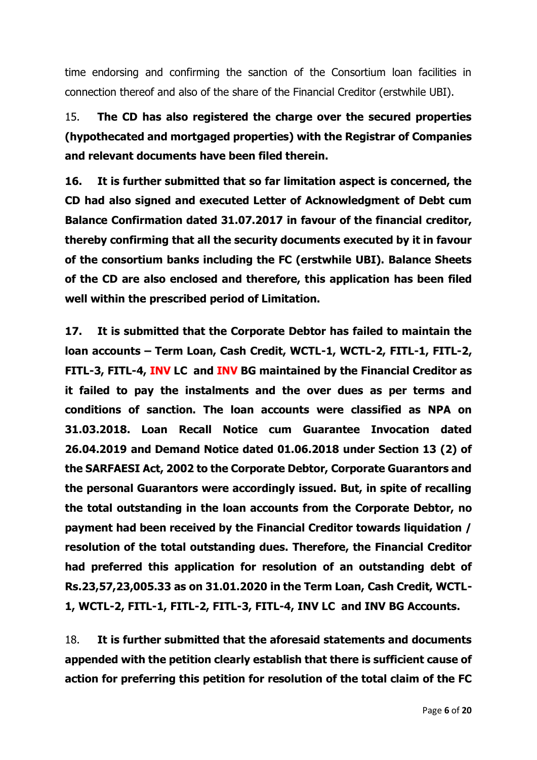time endorsing and confirming the sanction of the Consortium loan facilities in connection thereof and also of the share of the Financial Creditor (erstwhile UBI).

15. **The CD has also registered the charge over the secured properties (hypothecated and mortgaged properties) with the Registrar of Companies and relevant documents have been filed therein.**

**16. It is further submitted that so far limitation aspect is concerned, the CD had also signed and executed Letter of Acknowledgment of Debt cum Balance Confirmation dated 31.07.2017 in favour of the financial creditor, thereby confirming that all the security documents executed by it in favour of the consortium banks including the FC (erstwhile UBI). Balance Sheets of the CD are also enclosed and therefore, this application has been filed well within the prescribed period of Limitation.**

**17. It is submitted that the Corporate Debtor has failed to maintain the loan accounts – Term Loan, Cash Credit, WCTL-1, WCTL-2, FITL-1, FITL-2, FITL-3, FITL-4, INV LC and INV BG maintained by the Financial Creditor as it failed to pay the instalments and the over dues as per terms and conditions of sanction. The loan accounts were classified as NPA on 31.03.2018. Loan Recall Notice cum Guarantee Invocation dated 26.04.2019 and Demand Notice dated 01.06.2018 under Section 13 (2) of the SARFAESI Act, 2002 to the Corporate Debtor, Corporate Guarantors and the personal Guarantors were accordingly issued. But, in spite of recalling the total outstanding in the loan accounts from the Corporate Debtor, no payment had been received by the Financial Creditor towards liquidation / resolution of the total outstanding dues. Therefore, the Financial Creditor had preferred this application for resolution of an outstanding debt of Rs.23,57,23,005.33 as on 31.01.2020 in the Term Loan, Cash Credit, WCTL-1, WCTL-2, FITL-1, FITL-2, FITL-3, FITL-4, INV LC and INV BG Accounts.**

18. **It is further submitted that the aforesaid statements and documents appended with the petition clearly establish that there is sufficient cause of action for preferring this petition for resolution of the total claim of the FC**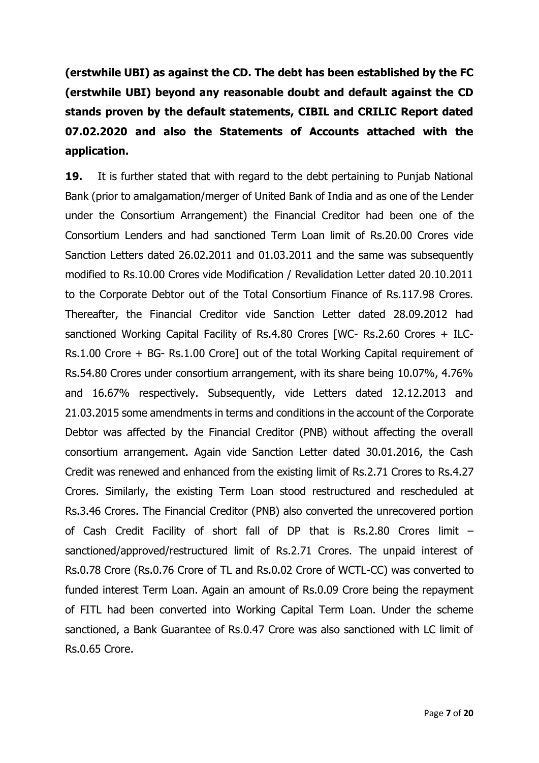**(erstwhile UBI) as against the CD. The debt has been established by the FC (erstwhile UBI) beyond any reasonable doubt and default against the CD stands proven by the default statements, CIBIL and CRILIC Report dated 07.02.2020 and also the Statements of Accounts attached with the application.**

**19.** It is further stated that with regard to the debt pertaining to Punjab National Bank (prior to amalgamation/merger of United Bank of India and as one of the Lender under the Consortium Arrangement) the Financial Creditor had been one of the Consortium Lenders and had sanctioned Term Loan limit of Rs.20.00 Crores vide Sanction Letters dated 26.02.2011 and 01.03.2011 and the same was subsequently modified to Rs.10.00 Crores vide Modification / Revalidation Letter dated 20.10.2011 to the Corporate Debtor out of the Total Consortium Finance of Rs.117.98 Crores. Thereafter, the Financial Creditor vide Sanction Letter dated 28.09.2012 had sanctioned Working Capital Facility of Rs.4.80 Crores [WC- Rs.2.60 Crores + ILC- Rs.1.00 Crore + BG- Rs.1.00 Crore] out of the total Working Capital requirement of Rs.54.80 Crores under consortium arrangement, with its share being 10.07%, 4.76% and 16.67% respectively. Subsequently, vide Letters dated 12.12.2013 and 21.03.2015 some amendments in terms and conditions in the account of the Corporate Debtor was affected by the Financial Creditor (PNB) without affecting the overall consortium arrangement. Again vide Sanction Letter dated 30.01.2016, the Cash Credit was renewed and enhanced from the existing limit of Rs.2.71 Crores to Rs.4.27 Crores. Similarly, the existing Term Loan stood restructured and rescheduled at Rs.3.46 Crores. The Financial Creditor (PNB) also converted the unrecovered portion of Cash Credit Facility of short fall of DP that is Rs.2.80 Crores limit – sanctioned/approved/restructured limit of Rs.2.71 Crores. The unpaid interest of Rs.0.78 Crore (Rs.0.76 Crore of TL and Rs.0.02 Crore of WCTL-CC) was converted to funded interest Term Loan. Again an amount of Rs.0.09 Crore being the repayment of FITL had been converted into Working Capital Term Loan. Under the scheme sanctioned, a Bank Guarantee of Rs.0.47 Crore was also sanctioned with LC limit of Rs.0.65 Crore.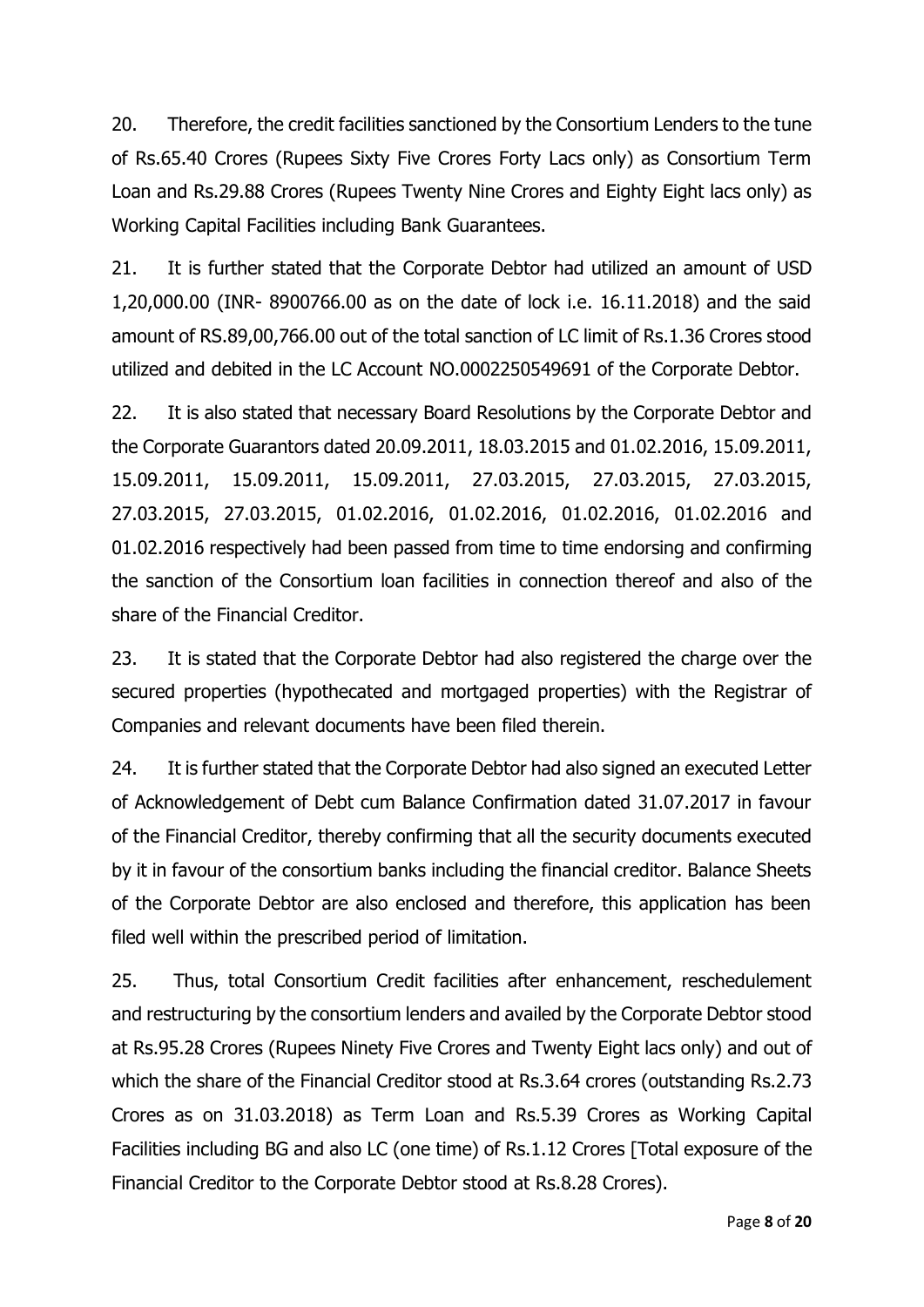20. Therefore, the credit facilities sanctioned by the Consortium Lenders to the tune of Rs.65.40 Crores (Rupees Sixty Five Crores Forty Lacs only) as Consortium Term Loan and Rs.29.88 Crores (Rupees Twenty Nine Crores and Eighty Eight lacs only) as Working Capital Facilities including Bank Guarantees.

21. It is further stated that the Corporate Debtor had utilized an amount of USD 1,20,000.00 (INR- 8900766.00 as on the date of lock i.e. 16.11.2018) and the said amount of RS.89,00,766.00 out of the total sanction of LC limit of Rs.1.36 Crores stood utilized and debited in the LC Account NO.0002250549691 of the Corporate Debtor.

22. It is also stated that necessary Board Resolutions by the Corporate Debtor and the Corporate Guarantors dated 20.09.2011, 18.03.2015 and 01.02.2016, 15.09.2011, 15.09.2011, 15.09.2011, 15.09.2011, 27.03.2015, 27.03.2015, 27.03.2015, 27.03.2015, 27.03.2015, 01.02.2016, 01.02.2016, 01.02.2016, 01.02.2016 and 01.02.2016 respectively had been passed from time to time endorsing and confirming the sanction of the Consortium loan facilities in connection thereof and also of the share of the Financial Creditor.

23. It is stated that the Corporate Debtor had also registered the charge over the secured properties (hypothecated and mortgaged properties) with the Registrar of Companies and relevant documents have been filed therein.

24. It is further stated that the Corporate Debtor had also signed an executed Letter of Acknowledgement of Debt cum Balance Confirmation dated 31.07.2017 in favour of the Financial Creditor, thereby confirming that all the security documents executed by it in favour of the consortium banks including the financial creditor. Balance Sheets of the Corporate Debtor are also enclosed and therefore, this application has been filed well within the prescribed period of limitation.

25. Thus, total Consortium Credit facilities after enhancement, reschedulement and restructuring by the consortium lenders and availed by the Corporate Debtor stood at Rs.95.28 Crores (Rupees Ninety Five Crores and Twenty Eight lacs only) and out of which the share of the Financial Creditor stood at Rs.3.64 crores (outstanding Rs.2.73 Crores as on 31.03.2018) as Term Loan and Rs.5.39 Crores as Working Capital Facilities including BG and also LC (one time) of Rs.1.12 Crores [Total exposure of the Financial Creditor to the Corporate Debtor stood at Rs.8.28 Crores).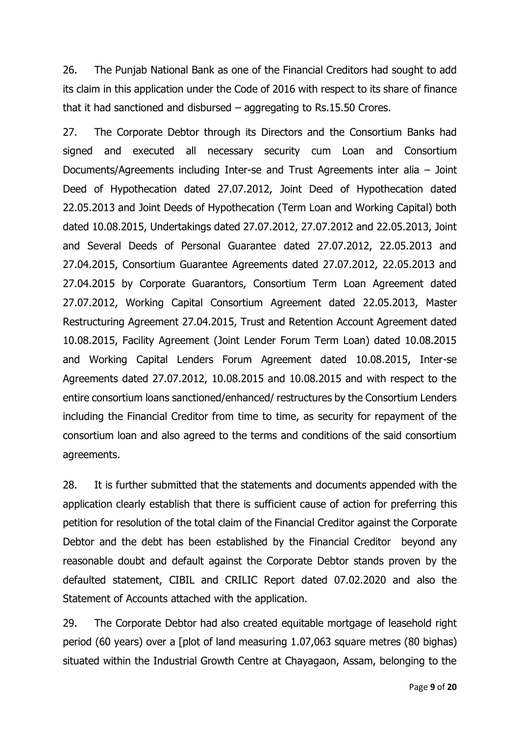26. The Punjab National Bank as one of the Financial Creditors had sought to add its claim in this application under the Code of 2016 with respect to its share of finance that it had sanctioned and disbursed – aggregating to Rs.15.50 Crores.

27. The Corporate Debtor through its Directors and the Consortium Banks had signed and executed all necessary security cum Loan and Consortium Documents/Agreements including Inter-se and Trust Agreements inter alia – Joint Deed of Hypothecation dated 27.07.2012, Joint Deed of Hypothecation dated 22.05.2013 and Joint Deeds of Hypothecation (Term Loan and Working Capital) both dated 10.08.2015, Undertakings dated 27.07.2012, 27.07.2012 and 22.05.2013, Joint and Several Deeds of Personal Guarantee dated 27.07.2012, 22.05.2013 and 27.04.2015, Consortium Guarantee Agreements dated 27.07.2012, 22.05.2013 and 27.04.2015 by Corporate Guarantors, Consortium Term Loan Agreement dated 27.07.2012, Working Capital Consortium Agreement dated 22.05.2013, Master Restructuring Agreement 27.04.2015, Trust and Retention Account Agreement dated 10.08.2015, Facility Agreement (Joint Lender Forum Term Loan) dated 10.08.2015 and Working Capital Lenders Forum Agreement dated 10.08.2015, Inter-se Agreements dated 27.07.2012, 10.08.2015 and 10.08.2015 and with respect to the entire consortium loans sanctioned/enhanced/ restructures by the Consortium Lenders including the Financial Creditor from time to time, as security for repayment of the consortium loan and also agreed to the terms and conditions of the said consortium agreements.

28. It is further submitted that the statements and documents appended with the application clearly establish that there is sufficient cause of action for preferring this petition for resolution of the total claim of the Financial Creditor against the Corporate Debtor and the debt has been established by the Financial Creditor beyond any reasonable doubt and default against the Corporate Debtor stands proven by the defaulted statement, CIBIL and CRILIC Report dated 07.02.2020 and also the Statement of Accounts attached with the application.

29. The Corporate Debtor had also created equitable mortgage of leasehold right period (60 years) over a [plot of land measuring 1.07,063 square metres (80 bighas) situated within the Industrial Growth Centre at Chayagaon, Assam, belonging to the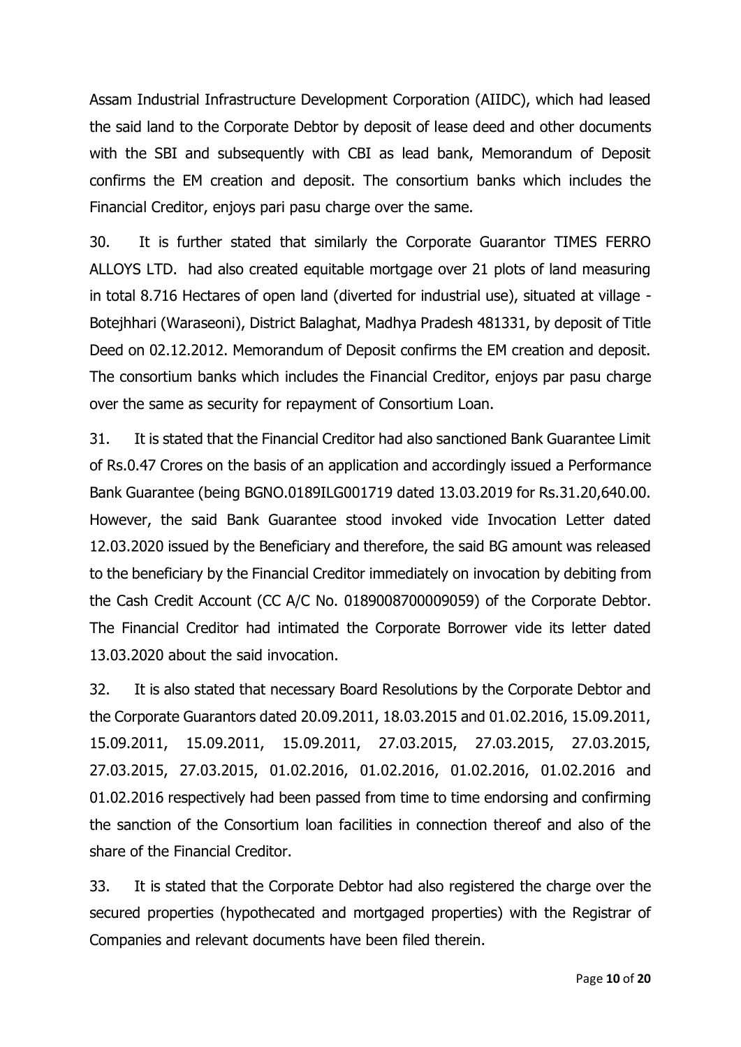Assam Industrial Infrastructure Development Corporation (AIIDC), which had leased the said land to the Corporate Debtor by deposit of lease deed and other documents with the SBI and subsequently with CBI as lead bank, Memorandum of Deposit confirms the EM creation and deposit. The consortium banks which includes the Financial Creditor, enjoys pari pasu charge over the same.

30. It is further stated that similarly the Corporate Guarantor TIMES FERRO ALLOYS LTD. had also created equitable mortgage over 21 plots of land measuring in total 8.716 Hectares of open land (diverted for industrial use), situated at village - Botejhhari (Waraseoni), District Balaghat, Madhya Pradesh 481331, by deposit of Title Deed on 02.12.2012. Memorandum of Deposit confirms the EM creation and deposit. The consortium banks which includes the Financial Creditor, enjoys par pasu charge over the same as security for repayment of Consortium Loan.

31. It is stated that the Financial Creditor had also sanctioned Bank Guarantee Limit of Rs.0.47 Crores on the basis of an application and accordingly issued a Performance Bank Guarantee (being BGNO.0189ILG001719 dated 13.03.2019 for Rs.31.20,640.00. However, the said Bank Guarantee stood invoked vide Invocation Letter dated 12.03.2020 issued by the Beneficiary and therefore, the said BG amount was released to the beneficiary by the Financial Creditor immediately on invocation by debiting from the Cash Credit Account (CC A/C No. 0189008700009059) of the Corporate Debtor. The Financial Creditor had intimated the Corporate Borrower vide its letter dated 13.03.2020 about the said invocation.

32. It is also stated that necessary Board Resolutions by the Corporate Debtor and the Corporate Guarantors dated 20.09.2011, 18.03.2015 and 01.02.2016, 15.09.2011, 15.09.2011, 15.09.2011, 15.09.2011, 27.03.2015, 27.03.2015, 27.03.2015, 27.03.2015, 27.03.2015, 01.02.2016, 01.02.2016, 01.02.2016, 01.02.2016 and 01.02.2016 respectively had been passed from time to time endorsing and confirming the sanction of the Consortium loan facilities in connection thereof and also of the share of the Financial Creditor.

33. It is stated that the Corporate Debtor had also registered the charge over the secured properties (hypothecated and mortgaged properties) with the Registrar of Companies and relevant documents have been filed therein.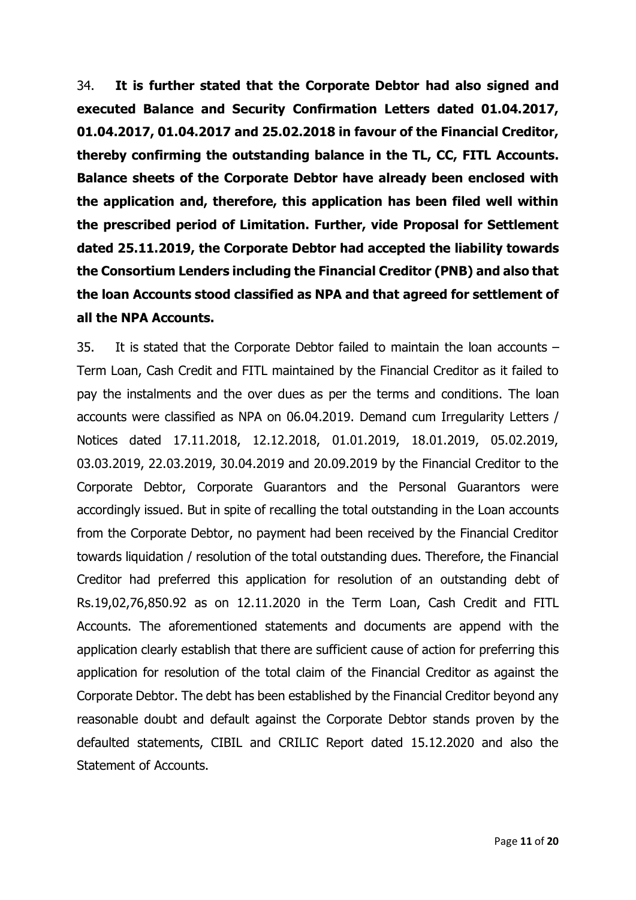34. **It is further stated that the Corporate Debtor had also signed and executed Balance and Security Confirmation Letters dated 01.04.2017, 01.04.2017, 01.04.2017 and 25.02.2018 in favour of the Financial Creditor, thereby confirming the outstanding balance in the TL, CC, FITL Accounts. Balance sheets of the Corporate Debtor have already been enclosed with the application and, therefore, this application has been filed well within the prescribed period of Limitation. Further, vide Proposal for Settlement dated 25.11.2019, the Corporate Debtor had accepted the liability towards the Consortium Lenders including the Financial Creditor (PNB) and also that the loan Accounts stood classified as NPA and that agreed for settlement of all the NPA Accounts.**

35. It is stated that the Corporate Debtor failed to maintain the loan accounts – Term Loan, Cash Credit and FITL maintained by the Financial Creditor as it failed to pay the instalments and the over dues as per the terms and conditions. The loan accounts were classified as NPA on 06.04.2019. Demand cum Irregularity Letters / Notices dated 17.11.2018, 12.12.2018, 01.01.2019, 18.01.2019, 05.02.2019, 03.03.2019, 22.03.2019, 30.04.2019 and 20.09.2019 by the Financial Creditor to the Corporate Debtor, Corporate Guarantors and the Personal Guarantors were accordingly issued. But in spite of recalling the total outstanding in the Loan accounts from the Corporate Debtor, no payment had been received by the Financial Creditor towards liquidation / resolution of the total outstanding dues. Therefore, the Financial Creditor had preferred this application for resolution of an outstanding debt of Rs.19,02,76,850.92 as on 12.11.2020 in the Term Loan, Cash Credit and FITL Accounts. The aforementioned statements and documents are append with the application clearly establish that there are sufficient cause of action for preferring this application for resolution of the total claim of the Financial Creditor as against the Corporate Debtor. The debt has been established by the Financial Creditor beyond any reasonable doubt and default against the Corporate Debtor stands proven by the defaulted statements, CIBIL and CRILIC Report dated 15.12.2020 and also the Statement of Accounts.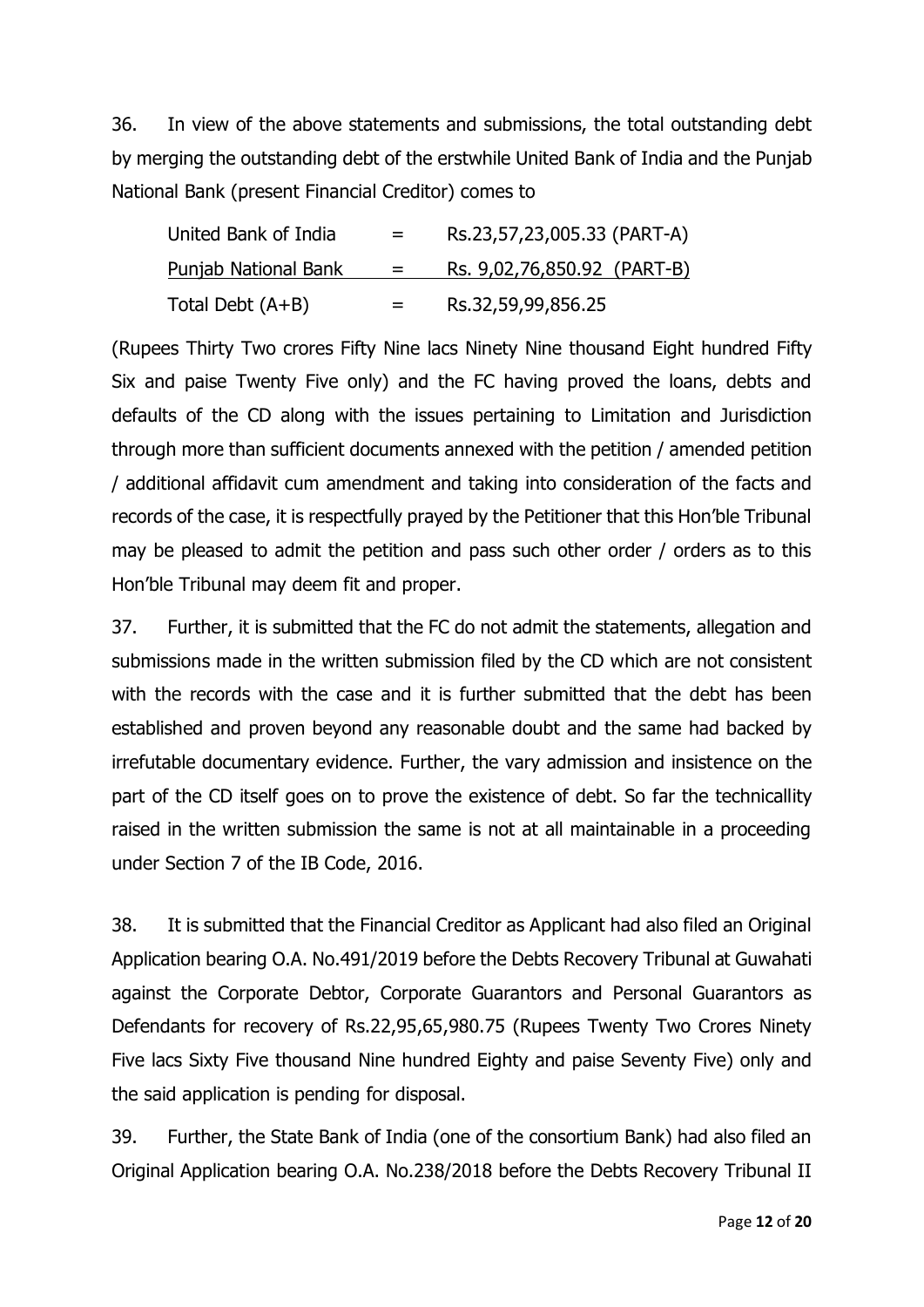36. In view of the above statements and submissions, the total outstanding debt by merging the outstanding debt of the erstwhile United Bank of India and the Punjab National Bank (present Financial Creditor) comes to

| | | |
|---|---|---|
| United Bank of India | = | Rs.23,57,23,005.33 (PART-A) |
| <u>Punjab National Bank</u> | <u>=</u> | <u>Rs. 9,02,76,850.92 (PART-B)</u> |
| Total Debt (A+B) | = | Rs.32,59,99,856.25 |

(Rupees Thirty Two crores Fifty Nine lacs Ninety Nine thousand Eight hundred Fifty Six and paise Twenty Five only) and the FC having proved the loans, debts and defaults of the CD along with the issues pertaining to Limitation and Jurisdiction through more than sufficient documents annexed with the petition / amended petition / additional affidavit cum amendment and taking into consideration of the facts and records of the case, it is respectfully prayed by the Petitioner that this Hon'ble Tribunal may be pleased to admit the petition and pass such other order / orders as to this Hon'ble Tribunal may deem fit and proper.

37. Further, it is submitted that the FC do not admit the statements, allegation and submissions made in the written submission filed by the CD which are not consistent with the records with the case and it is further submitted that the debt has been established and proven beyond any reasonable doubt and the same had backed by irrefutable documentary evidence. Further, the vary admission and insistence on the part of the CD itself goes on to prove the existence of debt. So far the technicallity raised in the written submission the same is not at all maintainable in a proceeding under Section 7 of the IB Code, 2016.

38. It is submitted that the Financial Creditor as Applicant had also filed an Original Application bearing O.A. No.491/2019 before the Debts Recovery Tribunal at Guwahati against the Corporate Debtor, Corporate Guarantors and Personal Guarantors as Defendants for recovery of Rs.22,95,65,980.75 (Rupees Twenty Two Crores Ninety Five lacs Sixty Five thousand Nine hundred Eighty and paise Seventy Five) only and the said application is pending for disposal.

39. Further, the State Bank of India (one of the consortium Bank) had also filed an Original Application bearing O.A. No.238/2018 before the Debts Recovery Tribunal II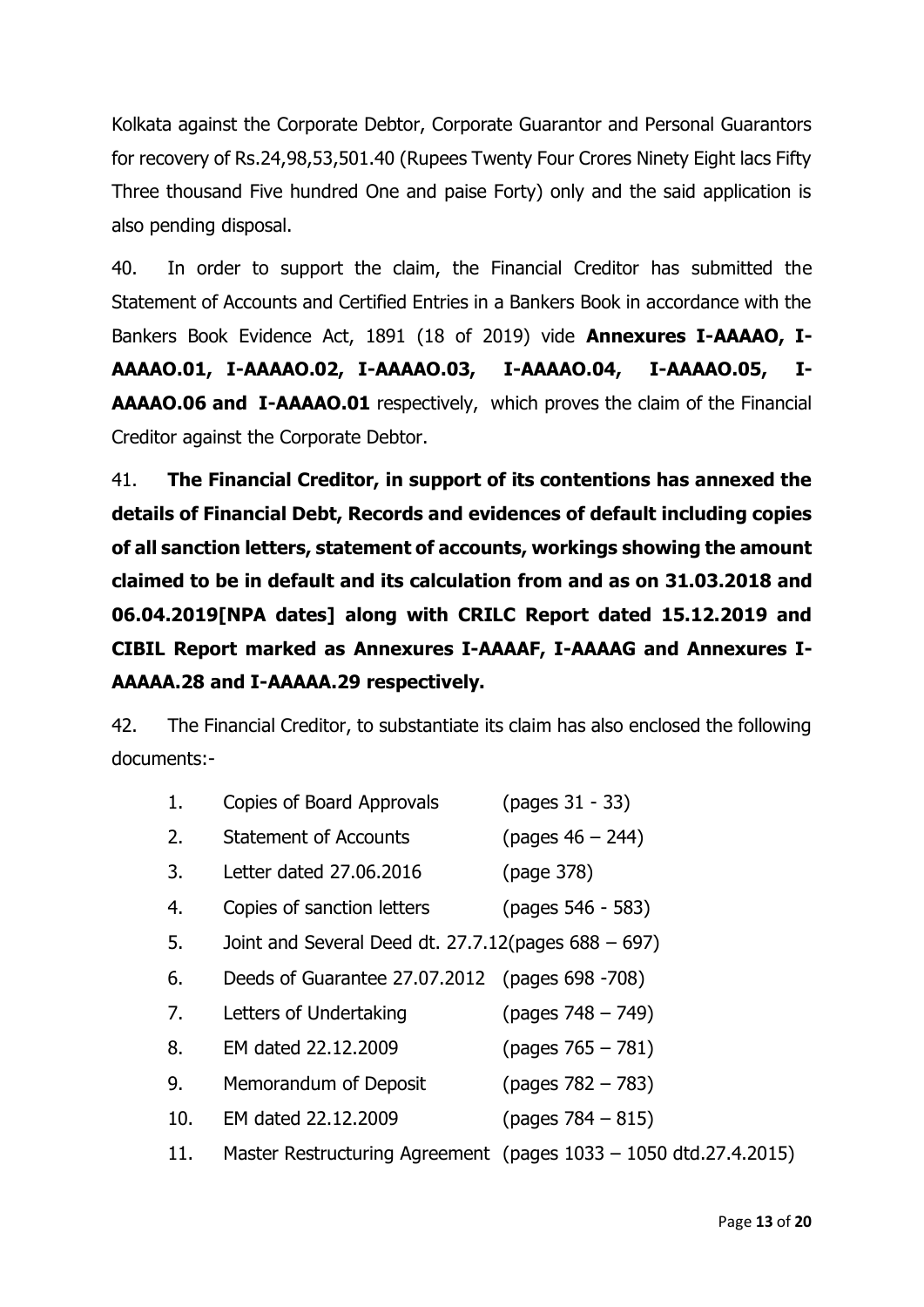Kolkata against the Corporate Debtor, Corporate Guarantor and Personal Guarantors for recovery of Rs.24,98,53,501.40 (Rupees Twenty Four Crores Ninety Eight lacs Fifty Three thousand Five hundred One and paise Forty) only and the said application is also pending disposal.

40. In order to support the claim, the Financial Creditor has submitted the Statement of Accounts and Certified Entries in a Bankers Book in accordance with the Bankers Book Evidence Act, 1891 (18 of 2019) vide **Annexures I-AAAAO, I-AAAAO.01, I-AAAAO.02, I-AAAAO.03, I-AAAAO.04, I-AAAAO.05, I-AAAAO.06 and I-AAAAO.01** respectively, which proves the claim of the Financial Creditor against the Corporate Debtor.

41. **The Financial Creditor, in support of its contentions has annexed the details of Financial Debt, Records and evidences of default including copies of all sanction letters, statement of accounts, workings showing the amount claimed to be in default and its calculation from and as on 31.03.2018 and 06.04.2019[NPA dates] along with CRILC Report dated 15.12.2019 and CIBIL Report marked as Annexures I-AAAAF, I-AAAAG and Annexures I-AAAAA.28 and I-AAAAA.29 respectively.**

42. The Financial Creditor, to substantiate its claim has also enclosed the following documents:-

1. Copies of Board Approvals (pages 31 - 33)
2. Statement of Accounts (pages 46 – 244)
3. Letter dated 27.06.2016 (page 378)
4. Copies of sanction letters (pages 546 - 583)
5. Joint and Several Deed dt. 27.7.12(pages 688 – 697)
6. Deeds of Guarantee 27.07.2012 (pages 698 -708)
7. Letters of Undertaking (pages 748 – 749)
8. EM dated 22.12.2009 (pages 765 – 781)
9. Memorandum of Deposit (pages 782 – 783)
10. EM dated 22.12.2009 (pages 784 – 815)
11. Master Restructuring Agreement (pages 1033 – 1050 dtd.27.4.2015)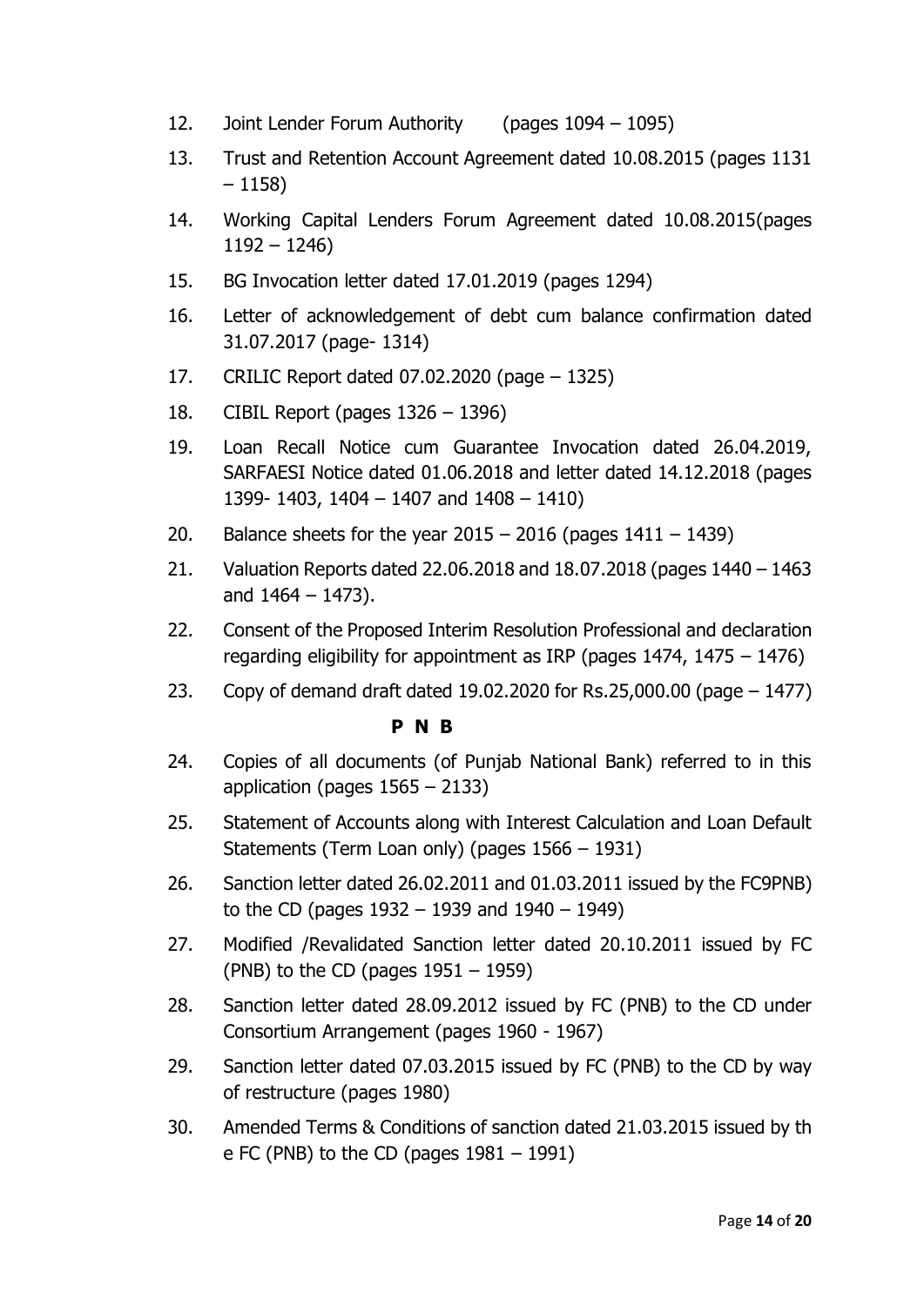12. Joint Lender Forum Authority (pages 1094 – 1095)

13. Trust and Retention Account Agreement dated 10.08.2015 (pages 1131 – 1158)

14. Working Capital Lenders Forum Agreement dated 10.08.2015(pages 1192 – 1246)

15. BG Invocation letter dated 17.01.2019 (pages 1294)

16. Letter of acknowledgement of debt cum balance confirmation dated 31.07.2017 (page- 1314)

17. CRILIC Report dated 07.02.2020 (page – 1325)

18. CIBIL Report (pages 1326 – 1396)

19. Loan Recall Notice cum Guarantee Invocation dated 26.04.2019, SARFAESI Notice dated 01.06.2018 and letter dated 14.12.2018 (pages 1399- 1403, 1404 – 1407 and 1408 – 1410)

20. Balance sheets for the year 2015 – 2016 (pages 1411 – 1439)

21. Valuation Reports dated 22.06.2018 and 18.07.2018 (pages 1440 – 1463 and 1464 – 1473).

22. Consent of the Proposed Interim Resolution Professional and declaration regarding eligibility for appointment as IRP (pages 1474, 1475 – 1476)

23. Copy of demand draft dated 19.02.2020 for Rs.25,000.00 (page – 1477)

**P N B**

24. Copies of all documents (of Punjab National Bank) referred to in this application (pages 1565 – 2133)

25. Statement of Accounts along with Interest Calculation and Loan Default Statements (Term Loan only) (pages 1566 – 1931)

26. Sanction letter dated 26.02.2011 and 01.03.2011 issued by the FC9PNB) to the CD (pages 1932 – 1939 and 1940 – 1949)

27. Modified /Revalidated Sanction letter dated 20.10.2011 issued by FC (PNB) to the CD (pages 1951 – 1959)

28. Sanction letter dated 28.09.2012 issued by FC (PNB) to the CD under Consortium Arrangement (pages 1960 - 1967)

29. Sanction letter dated 07.03.2015 issued by FC (PNB) to the CD by way of restructure (pages 1980)

30. Amended Terms & Conditions of sanction dated 21.03.2015 issued by th e FC (PNB) to the CD (pages 1981 – 1991)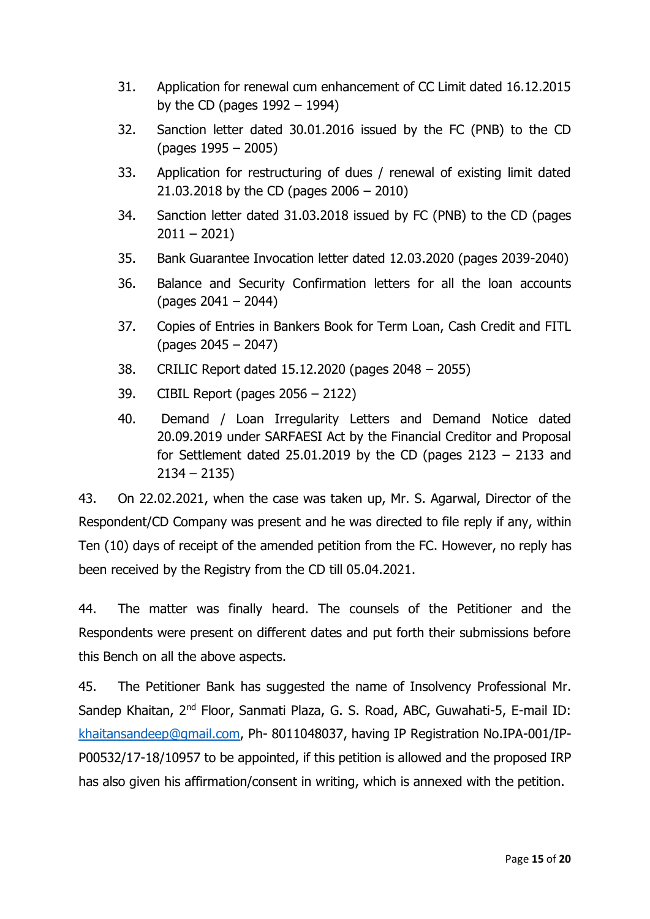31. Application for renewal cum enhancement of CC Limit dated 16.12.2015 by the CD (pages 1992 – 1994)
32. Sanction letter dated 30.01.2016 issued by the FC (PNB) to the CD (pages 1995 – 2005)
33. Application for restructuring of dues / renewal of existing limit dated 21.03.2018 by the CD (pages 2006 – 2010)
34. Sanction letter dated 31.03.2018 issued by FC (PNB) to the CD (pages 2011 – 2021)
35. Bank Guarantee Invocation letter dated 12.03.2020 (pages 2039-2040)
36. Balance and Security Confirmation letters for all the loan accounts (pages 2041 – 2044)
37. Copies of Entries in Bankers Book for Term Loan, Cash Credit and FITL (pages 2045 – 2047)
38. CRILIC Report dated 15.12.2020 (pages 2048 – 2055)
39. CIBIL Report (pages 2056 – 2122)
40. Demand / Loan Irregularity Letters and Demand Notice dated 20.09.2019 under SARFAESI Act by the Financial Creditor and Proposal for Settlement dated 25.01.2019 by the CD (pages 2123 – 2133 and 2134 – 2135)

43. On 22.02.2021, when the case was taken up, Mr. S. Agarwal, Director of the Respondent/CD Company was present and he was directed to file reply if any, within Ten (10) days of receipt of the amended petition from the FC. However, no reply has been received by the Registry from the CD till 05.04.2021.

44. The matter was finally heard. The counsels of the Petitioner and the Respondents were present on different dates and put forth their submissions before this Bench on all the above aspects.

45. The Petitioner Bank has suggested the name of Insolvency Professional Mr. Sandep Khaitan, 2nd Floor, Sanmati Plaza, G. S. Road, ABC, Guwahati-5, E-mail ID: khaitansandeep@gmail.com, Ph- 8011048037, having IP Registration No.IPA-001/IP-P00532/17-18/10957 to be appointed, if this petition is allowed and the proposed IRP has also given his affirmation/consent in writing, which is annexed with the petition.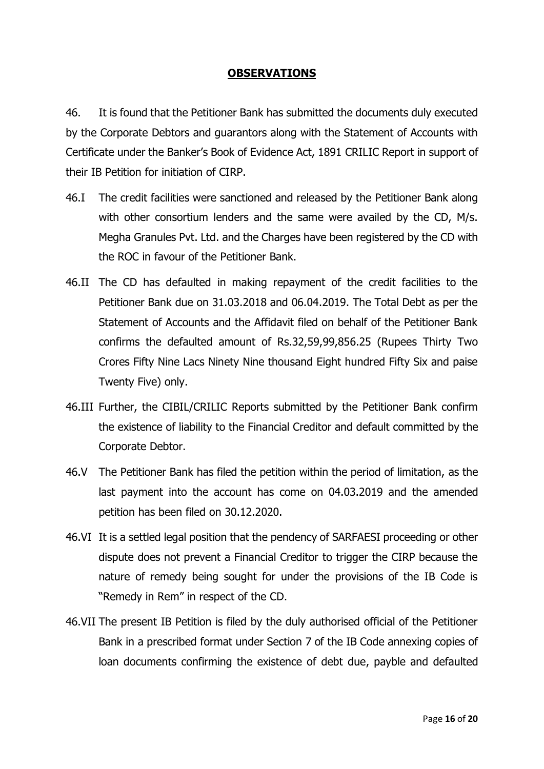## OBSERVATIONS

46. It is found that the Petitioner Bank has submitted the documents duly executed by the Corporate Debtors and guarantors along with the Statement of Accounts with Certificate under the Banker's Book of Evidence Act, 1891 CRILIC Report in support of their IB Petition for initiation of CIRP.

46.I The credit facilities were sanctioned and released by the Petitioner Bank along with other consortium lenders and the same were availed by the CD, M/s. Megha Granules Pvt. Ltd. and the Charges have been registered by the CD with the ROC in favour of the Petitioner Bank.

46.II The CD has defaulted in making repayment of the credit facilities to the Petitioner Bank due on 31.03.2018 and 06.04.2019. The Total Debt as per the Statement of Accounts and the Affidavit filed on behalf of the Petitioner Bank confirms the defaulted amount of Rs.32,59,99,856.25 (Rupees Thirty Two Crores Fifty Nine Lacs Ninety Nine thousand Eight hundred Fifty Six and paise Twenty Five) only.

46.III Further, the CIBIL/CRILIC Reports submitted by the Petitioner Bank confirm the existence of liability to the Financial Creditor and default committed by the Corporate Debtor.

46.V The Petitioner Bank has filed the petition within the period of limitation, as the last payment into the account has come on 04.03.2019 and the amended petition has been filed on 30.12.2020.

46.VI It is a settled legal position that the pendency of SARFAESI proceeding or other dispute does not prevent a Financial Creditor to trigger the CIRP because the nature of remedy being sought for under the provisions of the IB Code is "Remedy in Rem" in respect of the CD.

46.VII The present IB Petition is filed by the duly authorised official of the Petitioner Bank in a prescribed format under Section 7 of the IB Code annexing copies of loan documents confirming the existence of debt due, payble and defaulted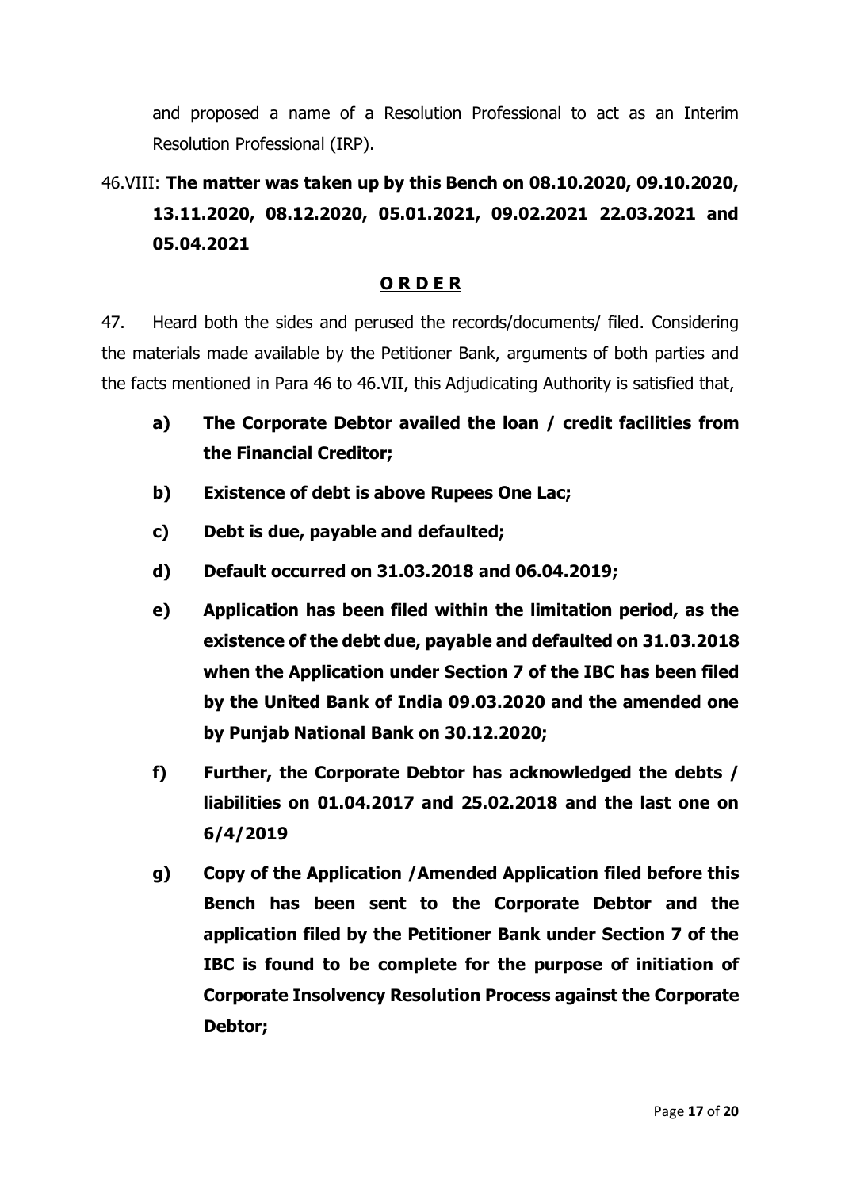and proposed a name of a Resolution Professional to act as an Interim Resolution Professional (IRP).

46.VIII: **The matter was taken up by this Bench on 08.10.2020, 09.10.2020, 13.11.2020, 08.12.2020, 05.01.2021, 09.02.2021 22.03.2021 and 05.04.2021**

## O R D E R

47. Heard both the sides and perused the records/documents/ filed. Considering the materials made available by the Petitioner Bank, arguments of both parties and the facts mentioned in Para 46 to 46.VII, this Adjudicating Authority is satisfied that,

- **a) The Corporate Debtor availed the loan / credit facilities from the Financial Creditor;**
- **b) Existence of debt is above Rupees One Lac;**
- **c) Debt is due, payable and defaulted;**
- **d) Default occurred on 31.03.2018 and 06.04.2019;**
- **e) Application has been filed within the limitation period, as the existence of the debt due, payable and defaulted on 31.03.2018 when the Application under Section 7 of the IBC has been filed by the United Bank of India 09.03.2020 and the amended one by Punjab National Bank on 30.12.2020;**
- **f) Further, the Corporate Debtor has acknowledged the debts / liabilities on 01.04.2017 and 25.02.2018 and the last one on 6/4/2019**
- **g) Copy of the Application /Amended Application filed before this Bench has been sent to the Corporate Debtor and the application filed by the Petitioner Bank under Section 7 of the IBC is found to be complete for the purpose of initiation of Corporate Insolvency Resolution Process against the Corporate Debtor;**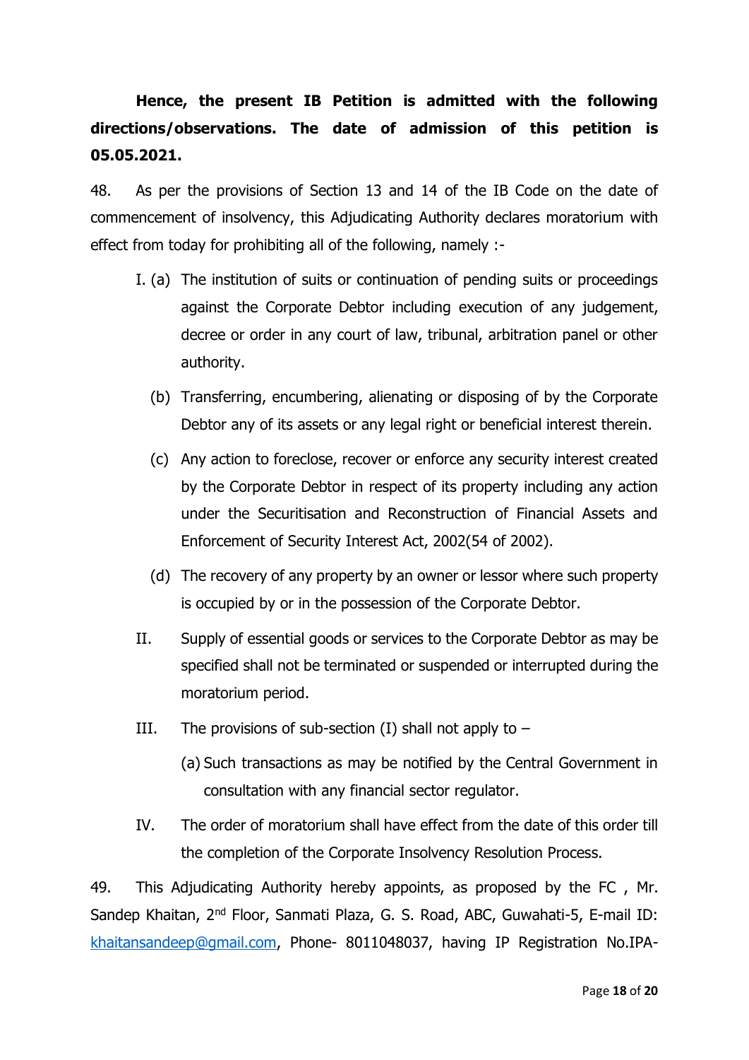**Hence, the present IB Petition is admitted with the following directions/observations. The date of admission of this petition is 05.05.2021.**

48. As per the provisions of Section 13 and 14 of the IB Code on the date of commencement of insolvency, this Adjudicating Authority declares moratorium with effect from today for prohibiting all of the following, namely :-

I. (a) The institution of suits or continuation of pending suits or proceedings against the Corporate Debtor including execution of any judgement, decree or order in any court of law, tribunal, arbitration panel or other authority.

(b) Transferring, encumbering, alienating or disposing of by the Corporate Debtor any of its assets or any legal right or beneficial interest therein.

(c) Any action to foreclose, recover or enforce any security interest created by the Corporate Debtor in respect of its property including any action under the Securitisation and Reconstruction of Financial Assets and Enforcement of Security Interest Act, 2002(54 of 2002).

(d) The recovery of any property by an owner or lessor where such property is occupied by or in the possession of the Corporate Debtor.

II. Supply of essential goods or services to the Corporate Debtor as may be specified shall not be terminated or suspended or interrupted during the moratorium period.

III. The provisions of sub-section (I) shall not apply to –

(a) Such transactions as may be notified by the Central Government in consultation with any financial sector regulator.

IV. The order of moratorium shall have effect from the date of this order till the completion of the Corporate Insolvency Resolution Process.

49. This Adjudicating Authority hereby appoints, as proposed by the FC , Mr. Sandep Khaitan, 2nd Floor, Sanmati Plaza, G. S. Road, ABC, Guwahati-5, E-mail ID: khaitansandeep@gmail.com, Phone- 8011048037, having IP Registration No.IPA-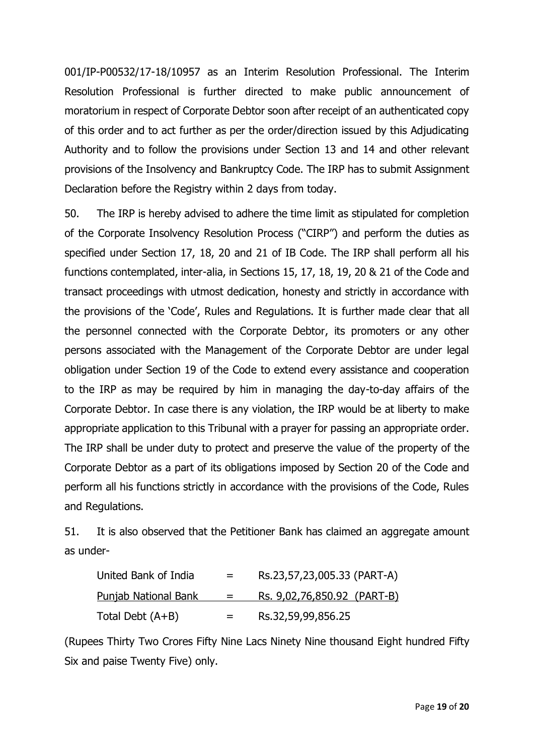001/IP-P00532/17-18/10957 as an Interim Resolution Professional. The Interim Resolution Professional is further directed to make public announcement of moratorium in respect of Corporate Debtor soon after receipt of an authenticated copy of this order and to act further as per the order/direction issued by this Adjudicating Authority and to follow the provisions under Section 13 and 14 and other relevant provisions of the Insolvency and Bankruptcy Code. The IRP has to submit Assignment Declaration before the Registry within 2 days from today.

50. The IRP is hereby advised to adhere the time limit as stipulated for completion of the Corporate Insolvency Resolution Process ("CIRP") and perform the duties as specified under Section 17, 18, 20 and 21 of IB Code. The IRP shall perform all his functions contemplated, inter-alia, in Sections 15, 17, 18, 19, 20 & 21 of the Code and transact proceedings with utmost dedication, honesty and strictly in accordance with the provisions of the 'Code', Rules and Regulations. It is further made clear that all the personnel connected with the Corporate Debtor, its promoters or any other persons associated with the Management of the Corporate Debtor are under legal obligation under Section 19 of the Code to extend every assistance and cooperation to the IRP as may be required by him in managing the day-to-day affairs of the Corporate Debtor. In case there is any violation, the IRP would be at liberty to make appropriate application to this Tribunal with a prayer for passing an appropriate order. The IRP shall be under duty to protect and preserve the value of the property of the Corporate Debtor as a part of its obligations imposed by Section 20 of the Code and perform all his functions strictly in accordance with the provisions of the Code, Rules and Regulations.

51. It is also observed that the Petitioner Bank has claimed an aggregate amount as under-

| | | |
|---|---|---|
| United Bank of India | = | Rs.23,57,23,005.33 (PART-A) |
| Punjab National Bank | = | Rs. 9,02,76,850.92 (PART-B) |
| Total Debt (A+B) | = | Rs.32,59,99,856.25 |

(Rupees Thirty Two Crores Fifty Nine Lacs Ninety Nine thousand Eight hundred Fifty Six and paise Twenty Five) only.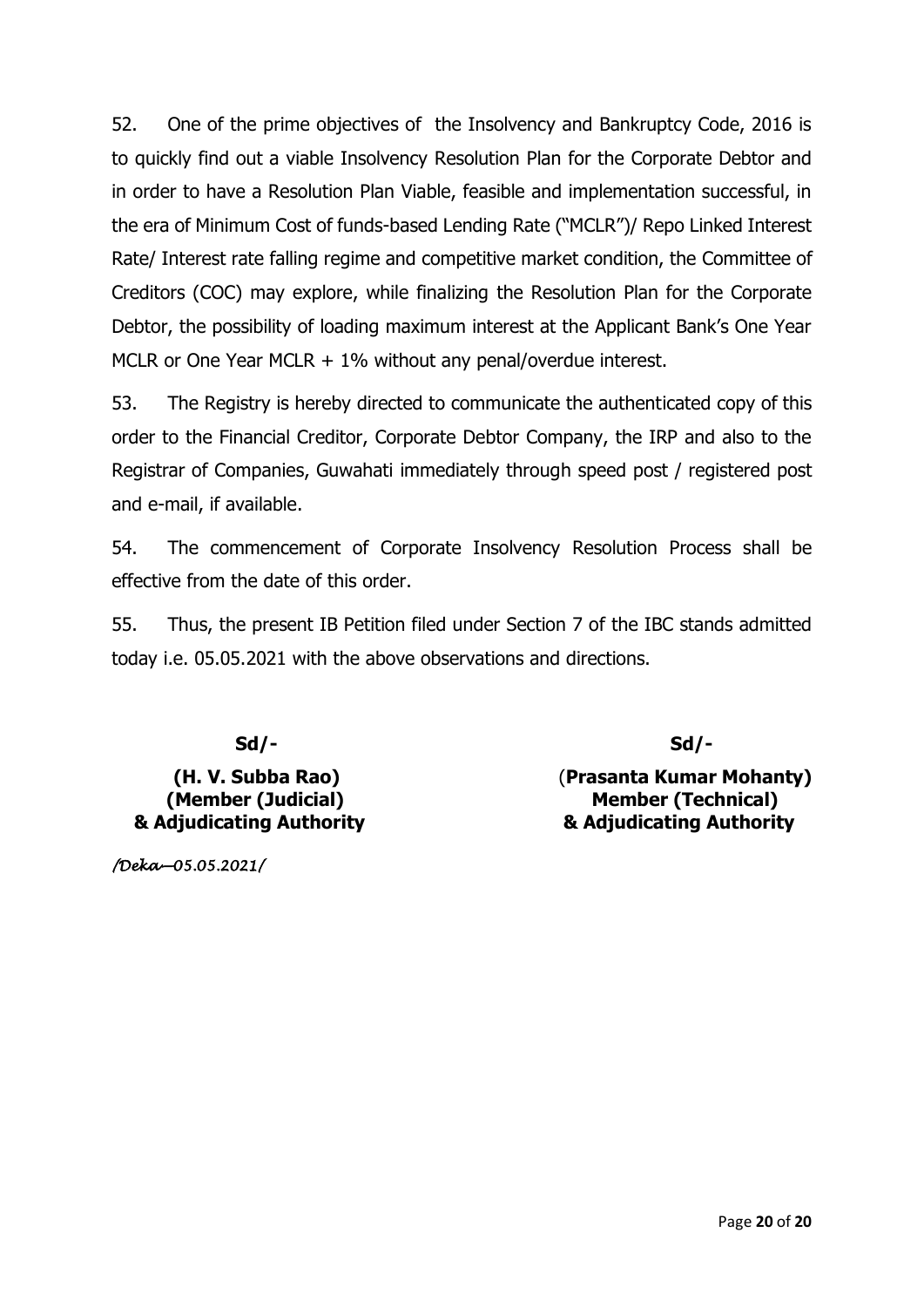52. One of the prime objectives of the Insolvency and Bankruptcy Code, 2016 is to quickly find out a viable Insolvency Resolution Plan for the Corporate Debtor and in order to have a Resolution Plan Viable, feasible and implementation successful, in the era of Minimum Cost of funds-based Lending Rate ("MCLR")/ Repo Linked Interest Rate/ Interest rate falling regime and competitive market condition, the Committee of Creditors (COC) may explore, while finalizing the Resolution Plan for the Corporate Debtor, the possibility of loading maximum interest at the Applicant Bank's One Year MCLR or One Year MCLR + 1% without any penal/overdue interest.

53. The Registry is hereby directed to communicate the authenticated copy of this order to the Financial Creditor, Corporate Debtor Company, the IRP and also to the Registrar of Companies, Guwahati immediately through speed post / registered post and e-mail, if available.

54. The commencement of Corporate Insolvency Resolution Process shall be effective from the date of this order.

55. Thus, the present IB Petition filed under Section 7 of the IBC stands admitted today i.e. 05.05.2021 with the above observations and directions.

**Sd/-**

**(H. V. Subba Rao)**
**(Member (Judicial)**
**& Adjudicating Authority**

**Sd/-**

(**Prasanta Kumar Mohanty)**
**Member (Technical)**
**& Adjudicating Authority**

*/Deka—05.05.2021/*